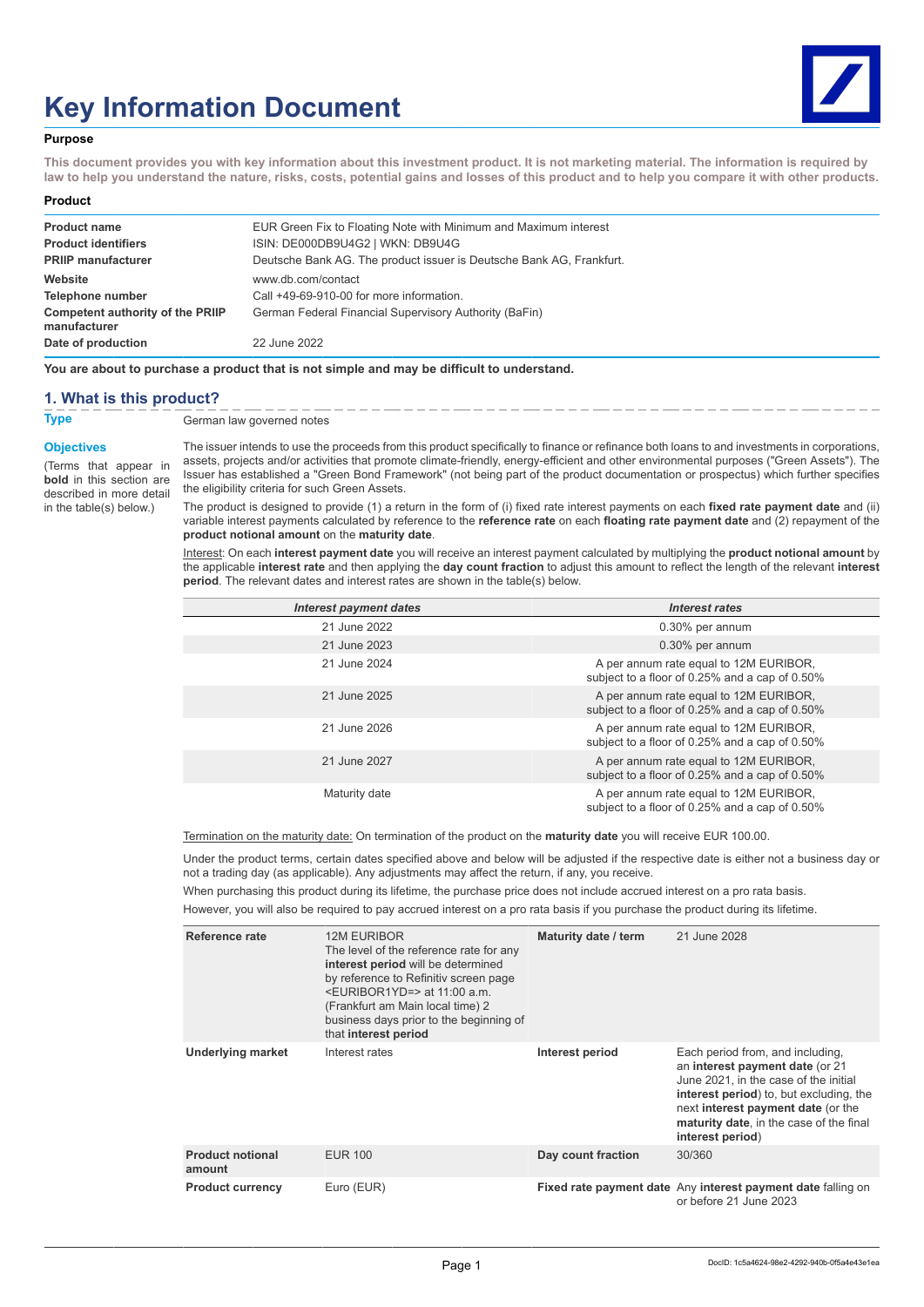# Key Information Document

**Purpose**

**This document provides you with key information about this investment product. It is not marketing material. The information is required by law to help you understand the nature, risks, costs, potential gains and losses of this product and to help you compare it with other products.**

**Product**

| | |
|---|---|
| **Product name** | EUR Green Fix to Floating Note with Minimum and Maximum interest |
| **Product identifiers** | ISIN: DE000DB9U4G2 \| WKN: DB9U4G |
| **PRIIP manufacturer** | Deutsche Bank AG. The product issuer is Deutsche Bank AG, Frankfurt. |
| **Website** | www.db.com/contact |
| **Telephone number** | Call +49-69-910-00 for more information. |
| **Competent authority of the PRIIP manufacturer** | German Federal Financial Supervisory Authority (BaFin) |
| **Date of production** | 22 June 2022 |

**You are about to purchase a product that is not simple and may be difficult to understand.**

## 1. What is this product?

**Type**

German law governed notes

**Objectives**

(Terms that appear in **bold** in this section are described in more detail in the table(s) below.)

The issuer intends to use the proceeds from this product specifically to finance or refinance both loans to and investments in corporations, assets, projects and/or activities that promote climate-friendly, energy-efficient and other environmental purposes ("Green Assets"). The Issuer has established a "Green Bond Framework" (not being part of the product documentation or prospectus) which further specifies the eligibility criteria for such Green Assets.

The product is designed to provide (1) a return in the form of (i) fixed rate interest payments on each **fixed rate payment date** and (ii) variable interest payments calculated by reference to the **reference rate** on each **floating rate payment date** and (2) repayment of the **product notional amount** on the **maturity date**.

Interest: On each **interest payment date** you will receive an interest payment calculated by multiplying the **product notional amount** by the applicable **interest rate** and then applying the **day count fraction** to adjust this amount to reflect the length of the relevant **interest period**. The relevant dates and interest rates are shown in the table(s) below.

| *Interest payment dates* | *Interest rates* |
|---|---|
| 21 June 2022 | 0.30% per annum |
| 21 June 2023 | 0.30% per annum |
| 21 June 2024 | A per annum rate equal to 12M EURIBOR, subject to a floor of 0.25% and a cap of 0.50% |
| 21 June 2025 | A per annum rate equal to 12M EURIBOR, subject to a floor of 0.25% and a cap of 0.50% |
| 21 June 2026 | A per annum rate equal to 12M EURIBOR, subject to a floor of 0.25% and a cap of 0.50% |
| 21 June 2027 | A per annum rate equal to 12M EURIBOR, subject to a floor of 0.25% and a cap of 0.50% |
| Maturity date | A per annum rate equal to 12M EURIBOR, subject to a floor of 0.25% and a cap of 0.50% |

Termination on the maturity date: On termination of the product on the **maturity date** you will receive EUR 100.00.

Under the product terms, certain dates specified above and below will be adjusted if the respective date is either not a business day or not a trading day (as applicable). Any adjustments may affect the return, if any, you receive.

When purchasing this product during its lifetime, the purchase price does not include accrued interest on a pro rata basis.

However, you will also be required to pay accrued interest on a pro rata basis if you purchase the product during its lifetime.

| | | | |
|---|---|---|---|
| **Reference rate** | 12M EURIBOR<br>The level of the reference rate for any **interest period** will be determined by reference to Refinitiv screen page <EURIBOR1YD=> at 11:00 a.m. (Frankfurt am Main local time) 2 business days prior to the beginning of that **interest period** | **Maturity date / term** | 21 June 2028 |
| **Underlying market** | Interest rates | **Interest period** | Each period from, and including, an **interest payment date** (or 21 June 2021, in the case of the initial **interest period**) to, but excluding, the next **interest payment date** (or the **maturity date**, in the case of the final **interest period**) |
| **Product notional amount** | EUR 100 | **Day count fraction** | 30/360 |
| **Product currency** | Euro (EUR) | **Fixed rate payment date** | Any **interest payment date** falling on or before 21 June 2023 |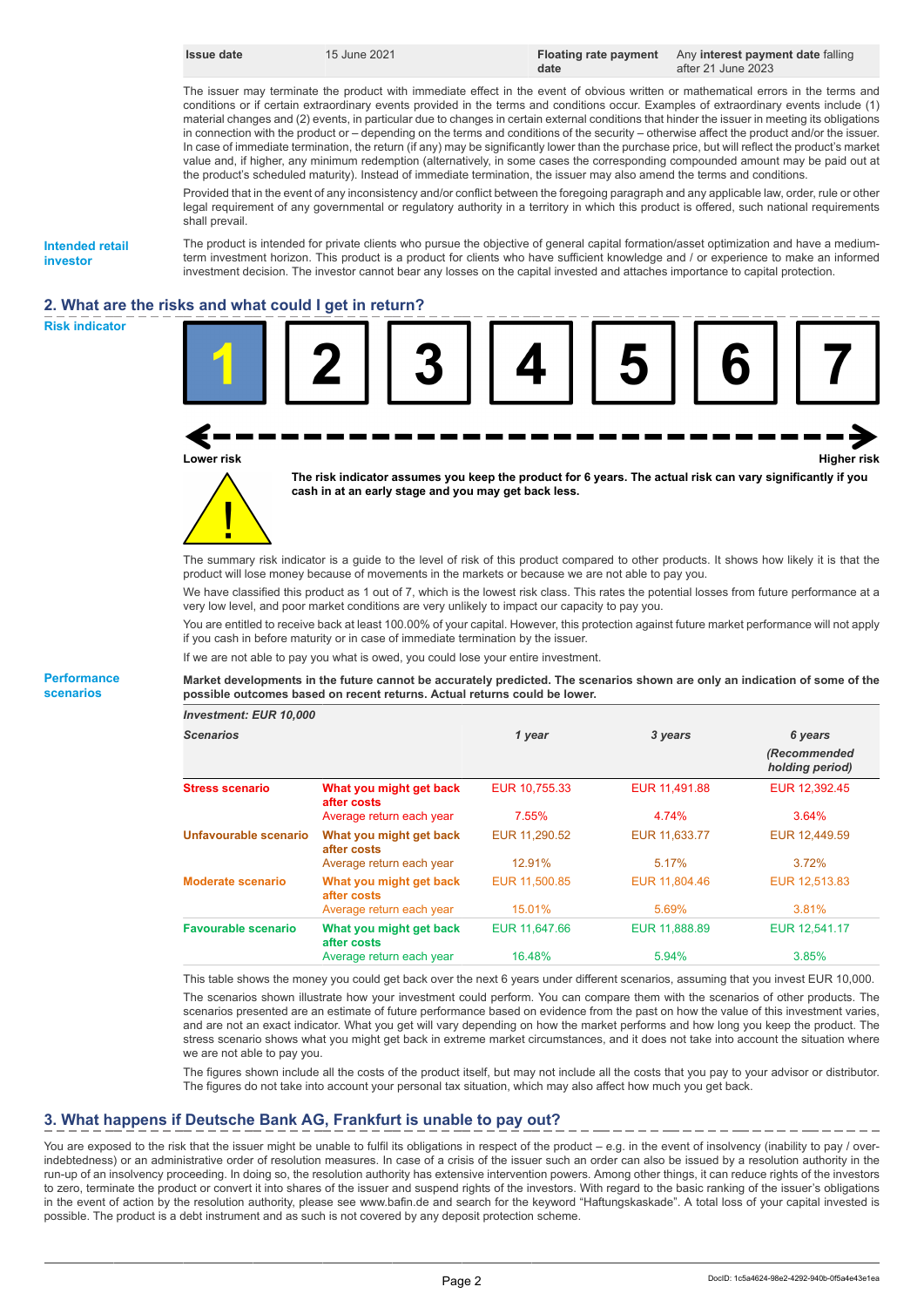| Issue date | 15 June 2021 | Floating rate payment date | Any **interest payment date** falling after 21 June 2023 |
|---|---|---|---|

The issuer may terminate the product with immediate effect in the event of obvious written or mathematical errors in the terms and conditions or if certain extraordinary events provided in the terms and conditions occur. Examples of extraordinary events include (1) material changes and (2) events, in particular due to changes in certain external conditions that hinder the issuer in meeting its obligations in connection with the product or – depending on the terms and conditions of the security – otherwise affect the product and/or the issuer. In case of immediate termination, the return (if any) may be significantly lower than the purchase price, but will reflect the product's market value and, if higher, any minimum redemption (alternatively, in some cases the corresponding compounded amount may be paid out at the product's scheduled maturity). Instead of immediate termination, the issuer may also amend the terms and conditions.

Provided that in the event of any inconsistency and/or conflict between the foregoing paragraph and any applicable law, order, rule or other legal requirement of any governmental or regulatory authority in a territory in which this product is offered, such national requirements shall prevail.

**Intended retail investor**

The product is intended for private clients who pursue the objective of general capital formation/asset optimization and have a medium-term investment horizon. This product is a product for clients who have sufficient knowledge and / or experience to make an informed investment decision. The investor cannot bear any losses on the capital invested and attaches importance to capital protection.

## 2. What are the risks and what could I get in return?

**Risk indicator**

**1** | 2 | 3 | 4 | 5 | 6 | 7

Lower risk ← → Higher risk

**The risk indicator assumes you keep the product for 6 years. The actual risk can vary significantly if you cash in at an early stage and you may get back less.**

The summary risk indicator is a guide to the level of risk of this product compared to other products. It shows how likely it is that the product will lose money because of movements in the markets or because we are not able to pay you.

We have classified this product as 1 out of 7, which is the lowest risk class. This rates the potential losses from future performance at a very low level, and poor market conditions are very unlikely to impact our capacity to pay you.

You are entitled to receive back at least 100.00% of your capital. However, this protection against future market performance will not apply if you cash in before maturity or in case of immediate termination by the issuer.

If we are not able to pay you what is owed, you could lose your entire investment.

**Performance scenarios**

**Market developments in the future cannot be accurately predicted. The scenarios shown are only an indication of some of the possible outcomes based on recent returns. Actual returns could be lower.**

| *Investment: EUR 10,000* | | | | |
|---|---|---|---|---|
| *Scenarios* | | *1 year* | *3 years* | *6 years (Recommended holding period)* |
| **Stress scenario** | **What you might get back after costs** | EUR 10,755.33 | EUR 11,491.88 | EUR 12,392.45 |
| | Average return each year | 7.55% | 4.74% | 3.64% |
| **Unfavourable scenario** | **What you might get back after costs** | EUR 11,290.52 | EUR 11,633.77 | EUR 12,449.59 |
| | Average return each year | 12.91% | 5.17% | 3.72% |
| **Moderate scenario** | **What you might get back after costs** | EUR 11,500.85 | EUR 11,804.46 | EUR 12,513.83 |
| | Average return each year | 15.01% | 5.69% | 3.81% |
| **Favourable scenario** | **What you might get back after costs** | EUR 11,647.66 | EUR 11,888.89 | EUR 12,541.17 |
| | Average return each year | 16.48% | 5.94% | 3.85% |

This table shows the money you could get back over the next 6 years under different scenarios, assuming that you invest EUR 10,000.

The scenarios shown illustrate how your investment could perform. You can compare them with the scenarios of other products. The scenarios presented are an estimate of future performance based on evidence from the past on how the value of this investment varies, and are not an exact indicator. What you get will vary depending on how the market performs and how long you keep the product. The stress scenario shows what you might get back in extreme market circumstances, and it does not take into account the situation where we are not able to pay you.

The figures shown include all the costs of the product itself, but may not include all the costs that you pay to your advisor or distributor. The figures do not take into account your personal tax situation, which may also affect how much you get back.

## 3. What happens if Deutsche Bank AG, Frankfurt is unable to pay out?

You are exposed to the risk that the issuer might be unable to fulfil its obligations in respect of the product – e.g. in the event of insolvency (inability to pay / over-indebtedness) or an administrative order of resolution measures. In case of a crisis of the issuer such an order can also be issued by a resolution authority in the run-up of an insolvency proceeding. In doing so, the resolution authority has extensive intervention powers. Among other things, it can reduce rights of the investors to zero, terminate the product or convert it into shares of the issuer and suspend rights of the investors. With regard to the basic ranking of the issuer's obligations in the event of action by the resolution authority, please see www.bafin.de and search for the keyword "Haftungskaskade". A total loss of your capital invested is possible. The product is a debt instrument and as such is not covered by any deposit protection scheme.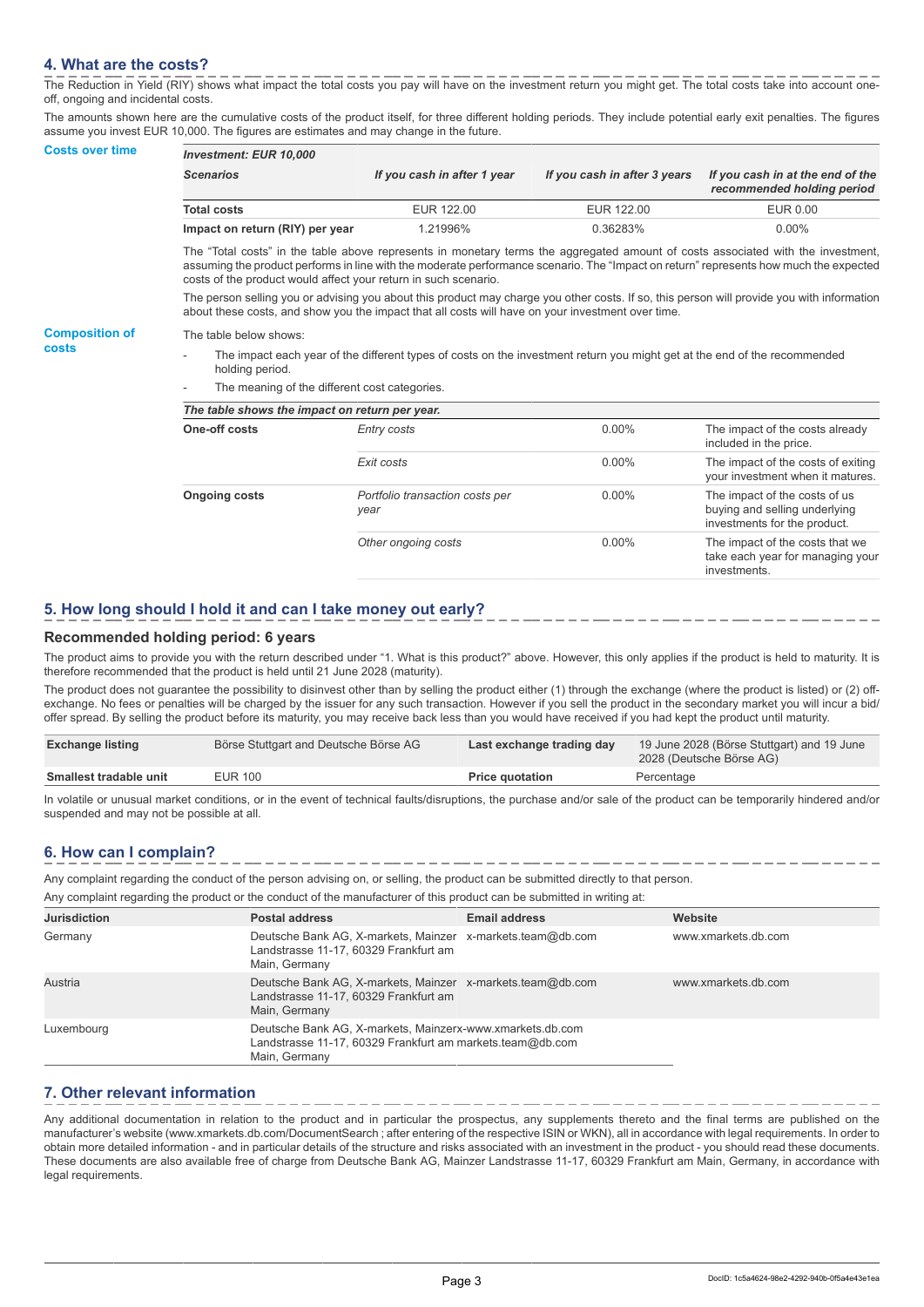## 4. What are the costs?

The Reduction in Yield (RIY) shows what impact the total costs you pay will have on the investment return you might get. The total costs take into account one-off, ongoing and incidental costs.

The amounts shown here are the cumulative costs of the product itself, for three different holding periods. They include potential early exit penalties. The figures assume you invest EUR 10,000. The figures are estimates and may change in the future.

### Costs over time

| *Investment: EUR 10,000* | | | |
|---|---|---|---|
| ***Scenarios*** | ***If you cash in after 1 year*** | ***If you cash in after 3 years*** | ***If you cash in at the end of the recommended holding period*** |
| **Total costs** | EUR 122.00 | EUR 122.00 | EUR 0.00 |
| **Impact on return (RIY) per year** | 1.21996% | 0.36283% | 0.00% |

The "Total costs" in the table above represents in monetary terms the aggregated amount of costs associated with the investment, assuming the product performs in line with the moderate performance scenario. The "Impact on return" represents how much the expected costs of the product would affect your return in such scenario.

The person selling you or advising you about this product may charge you other costs. If so, this person will provide you with information about these costs, and show you the impact that all costs will have on your investment over time.

### Composition of costs

The table below shows:

- The impact each year of the different types of costs on the investment return you might get at the end of the recommended holding period.
- The meaning of the different cost categories.

| *The table shows the impact on return per year.* | | | |
|---|---|---|---|
| **One-off costs** | *Entry costs* | 0.00% | The impact of the costs already included in the price. |
| | *Exit costs* | 0.00% | The impact of the costs of exiting your investment when it matures. |
| **Ongoing costs** | *Portfolio transaction costs per year* | 0.00% | The impact of the costs of us buying and selling underlying investments for the product. |
| | *Other ongoing costs* | 0.00% | The impact of the costs that we take each year for managing your investments. |

## 5. How long should I hold it and can I take money out early?

### Recommended holding period: 6 years

The product aims to provide you with the return described under "1. What is this product?" above. However, this only applies if the product is held to maturity. It is therefore recommended that the product is held until 21 June 2028 (maturity).

The product does not guarantee the possibility to disinvest other than by selling the product either (1) through the exchange (where the product is listed) or (2) off-exchange. No fees or penalties will be charged by the issuer for any such transaction. However if you sell the product in the secondary market you will incur a bid/offer spread. By selling the product before its maturity, you may receive back less than you would have received if you had kept the product until maturity.

| | | | |
|---|---|---|---|
| **Exchange listing** | Börse Stuttgart and Deutsche Börse AG | **Last exchange trading day** | 19 June 2028 (Börse Stuttgart) and 19 June 2028 (Deutsche Börse AG) |
| **Smallest tradable unit** | EUR 100 | **Price quotation** | Percentage |

In volatile or unusual market conditions, or in the event of technical faults/disruptions, the purchase and/or sale of the product can be temporarily hindered and/or suspended and may not be possible at all.

## 6. How can I complain?

Any complaint regarding the conduct of the person advising on, or selling, the product can be submitted directly to that person.

Any complaint regarding the product or the conduct of the manufacturer of this product can be submitted in writing at:

| Jurisdiction | Postal address | Email address | Website |
|---|---|---|---|
| Germany | Deutsche Bank AG, X-markets, Mainzer Landstrasse 11-17, 60329 Frankfurt am Main, Germany | x-markets.team@db.com | www.xmarkets.db.com |
| Austria | Deutsche Bank AG, X-markets, Mainzer Landstrasse 11-17, 60329 Frankfurt am Main, Germany | x-markets.team@db.com | www.xmarkets.db.com |
| Luxembourg | Deutsche Bank AG, X-markets, Mainzer Landstrasse 11-17, 60329 Frankfurt am Main, Germany | www.xmarkets.db.com | x-markets.team@db.com |

## 7. Other relevant information

Any additional documentation in relation to the product and in particular the prospectus, any supplements thereto and the final terms are published on the manufacturer's website (www.xmarkets.db.com/DocumentSearch ; after entering of the respective ISIN or WKN), all in accordance with legal requirements. In order to obtain more detailed information - and in particular details of the structure and risks associated with an investment in the product - you should read these documents. These documents are also available free of charge from Deutsche Bank AG, Mainzer Landstrasse 11-17, 60329 Frankfurt am Main, Germany, in accordance with legal requirements.

DocID: 1c5a4624-98e2-4292-940b-0f5a4e43e1ea